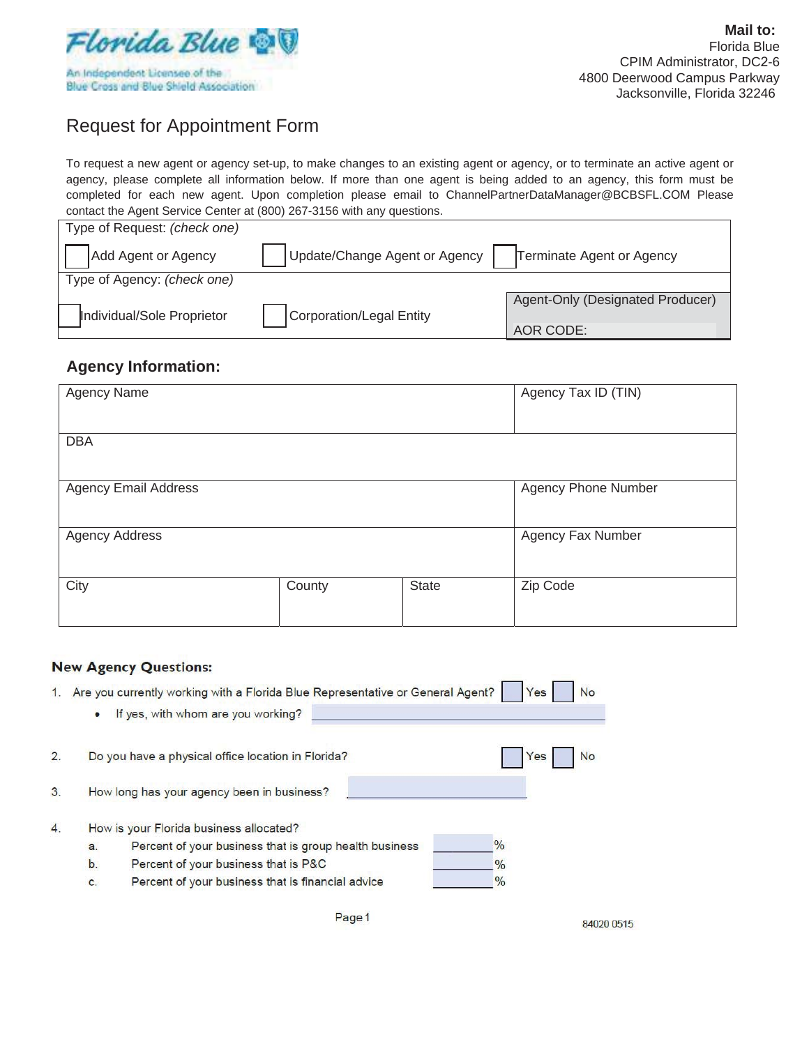Florida Blue

An Independent Licensee of the Blue Cross and Blue Shield Association

**Mail to:**
Florida Blue
CPIM Administrator, DC2-6
4800 Deerwood Campus Parkway
Jacksonville, Florida 32246

# Request for Appointment Form

To request a new agent or agency set-up, to make changes to an existing agent or agency, or to terminate an active agent or agency, please complete all information below. If more than one agent is being added to an agency, this form must be completed for each new agent. Upon completion please email to ChannelPartnerDataManager@BCBSFL.COM Please contact the Agent Service Center at (800) 267-3156 with any questions.

Type of Request: *(check one)*

☐ Add Agent or Agency ☐ Update/Change Agent or Agency ☐ Terminate Agent or Agency

Type of Agency: *(check one)*

☐ Individual/Sole Proprietor ☐ Corporation/Legal Entity

Agent-Only (Designated Producer)
AOR CODE:

## Agency Information:

| Agency Name | | | Agency Tax ID (TIN) |
|---|---|---|---|
| DBA | | | |
| Agency Email Address | | | Agency Phone Number |
| Agency Address | | | Agency Fax Number |
| City | County | State | Zip Code |

## New Agency Questions:

1. Are you currently working with a Florida Blue Representative or General Agent? ☐ Yes ☐ No
   - If yes, with whom are you working? ____________________

2. Do you have a physical office location in Florida? ☐ Yes ☐ No

3. How long has your agency been in business? ____________________

4. How is your Florida business allocated?
   a. Percent of your business that is group health business ______%
   b. Percent of your business that is P&C ______%
   c. Percent of your business that is financial advice ______%

84020 0515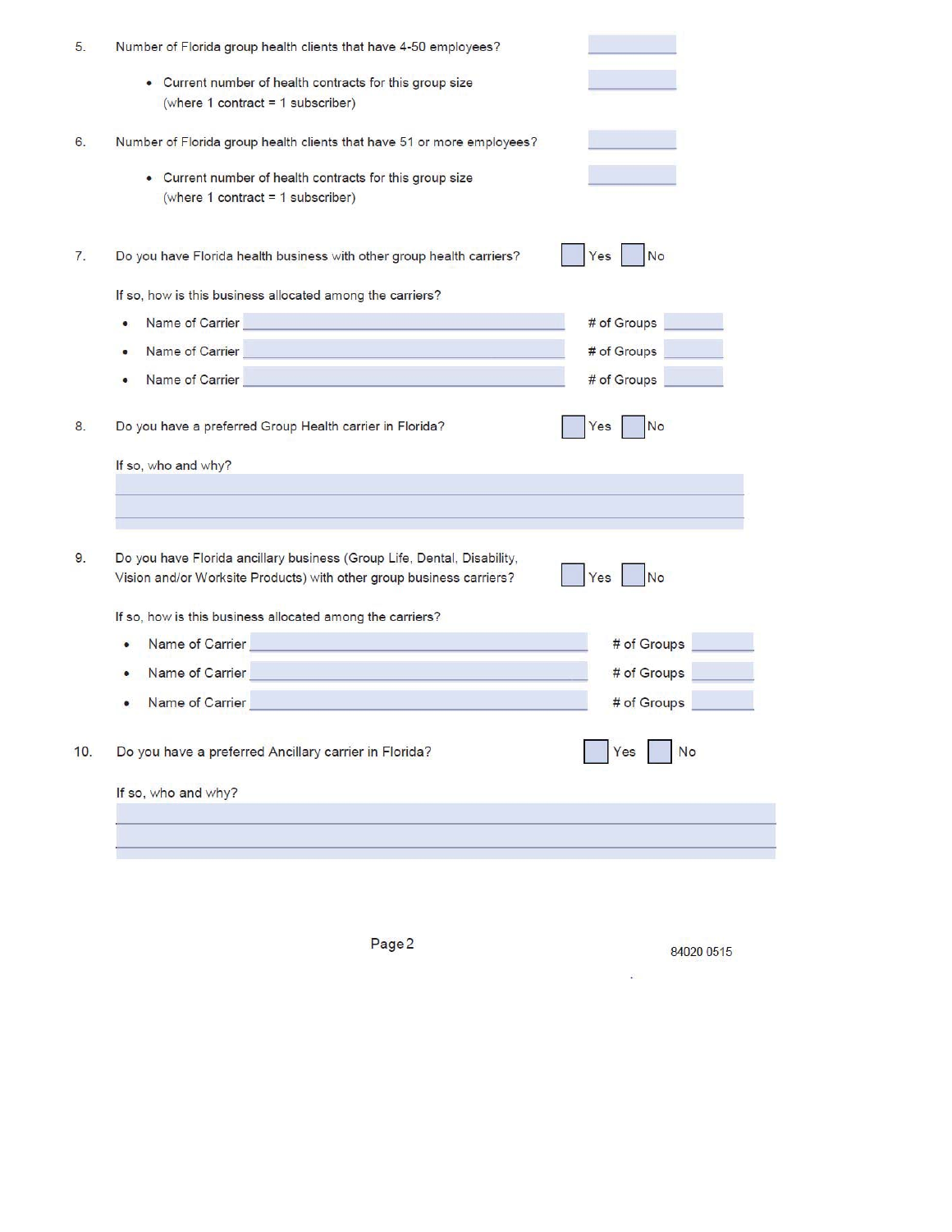5. Number of Florida group health clients that have 4-50 employees? \_\_\_\_\_\_\_\_

    - Current number of health contracts for this group size (where 1 contract = 1 subscriber) \_\_\_\_\_\_\_\_

6. Number of Florida group health clients that have 51 or more employees? \_\_\_\_\_\_\_\_

    - Current number of health contracts for this group size (where 1 contract = 1 subscriber) \_\_\_\_\_\_\_\_

7. Do you have Florida health business with other group health carriers? ☐ Yes ☐ No

    If so, how is this business allocated among the carriers?

    - Name of Carrier \_\_\_\_\_\_\_\_\_\_\_\_\_\_\_\_ # of Groups \_\_\_\_\_\_\_\_
    - Name of Carrier \_\_\_\_\_\_\_\_\_\_\_\_\_\_\_\_ # of Groups \_\_\_\_\_\_\_\_
    - Name of Carrier \_\_\_\_\_\_\_\_\_\_\_\_\_\_\_\_ # of Groups \_\_\_\_\_\_\_\_

8. Do you have a preferred Group Health carrier in Florida? ☐ Yes ☐ No

    If so, who and why?

    \_\_\_\_\_\_\_\_\_\_\_\_\_\_\_\_\_\_\_\_\_\_\_\_\_\_\_\_\_\_\_\_\_\_\_\_\_\_\_\_

    \_\_\_\_\_\_\_\_\_\_\_\_\_\_\_\_\_\_\_\_\_\_\_\_\_\_\_\_\_\_\_\_\_\_\_\_\_\_\_\_

9. Do you have Florida ancillary business (Group Life, Dental, Disability, Vision and/or Worksite Products) with other group business carriers? ☐ Yes ☐ No

    If so, how is this business allocated among the carriers?

    - Name of Carrier \_\_\_\_\_\_\_\_\_\_\_\_\_\_\_\_ # of Groups \_\_\_\_\_\_\_\_
    - Name of Carrier \_\_\_\_\_\_\_\_\_\_\_\_\_\_\_\_ # of Groups \_\_\_\_\_\_\_\_
    - Name of Carrier \_\_\_\_\_\_\_\_\_\_\_\_\_\_\_\_ # of Groups \_\_\_\_\_\_\_\_

10. Do you have a preferred Ancillary carrier in Florida? ☐ Yes ☐ No

    If so, who and why?

    \_\_\_\_\_\_\_\_\_\_\_\_\_\_\_\_\_\_\_\_\_\_\_\_\_\_\_\_\_\_\_\_\_\_\_\_\_\_\_\_

    \_\_\_\_\_\_\_\_\_\_\_\_\_\_\_\_\_\_\_\_\_\_\_\_\_\_\_\_\_\_\_\_\_\_\_\_\_\_\_\_

84020 0515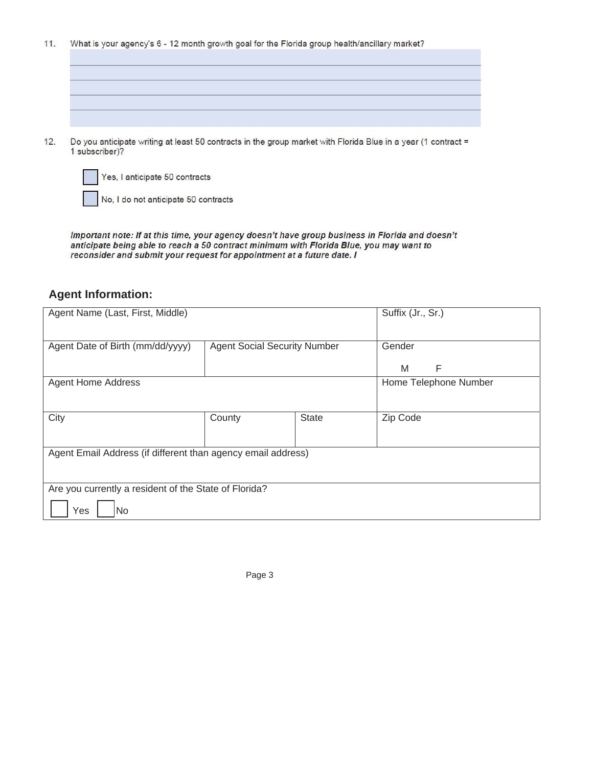11. What is your agency's 6 - 12 month growth goal for the Florida group health/ancillary market?

&nbsp;

&nbsp;

&nbsp;

&nbsp;

12. Do you anticipate writing at least 50 contracts in the group market with Florida Blue in a year (1 contract = 1 subscriber)?

    ☐ Yes, I anticipate 50 contracts

    ☐ No, I do not anticipate 50 contracts

***Important note: If at this time, your agency doesn't have group business in Florida and doesn't anticipate being able to reach a 50 contract minimum with Florida Blue, you may want to reconsider and submit your request for appointment at a future date. I***

## Agent Information:

| Agent Name (Last, First, Middle) | | | Suffix (Jr., Sr.) |
|---|---|---|---|
| Agent Date of Birth (mm/dd/yyyy) | Agent Social Security Number | | Gender<br>M F |
| Agent Home Address | | | Home Telephone Number |
| City | County | State | Zip Code |
| Agent Email Address (if different than agency email address) | | | |
| Are you currently a resident of the State of Florida?<br>☐ Yes ☐ No | | | |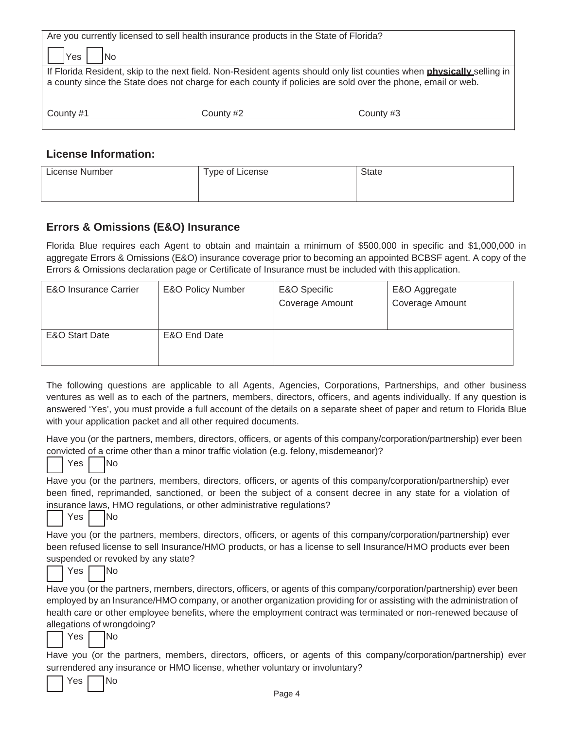Are you currently licensed to sell health insurance products in the State of Florida?

☐ Yes ☐ No

If Florida Resident, skip to the next field. Non-Resident agents should only list counties when **physically** selling in a county since the State does not charge for each county if policies are sold over the phone, email or web.

County #1\_\_\_\_\_\_\_\_\_\_\_\_\_\_\_\_\_\_ County #2\_\_\_\_\_\_\_\_\_\_\_\_\_\_\_\_\_\_ County #3 \_\_\_\_\_\_\_\_\_\_\_\_\_\_\_\_\_\_

## License Information:

| License Number | Type of License | State |
|---|---|---|
| | | |

## Errors & Omissions (E&O) Insurance

Florida Blue requires each Agent to obtain and maintain a minimum of $500,000 in specific and $1,000,000 in aggregate Errors & Omissions (E&O) insurance coverage prior to becoming an appointed BCBSF agent. A copy of the Errors & Omissions declaration page or Certificate of Insurance must be included with this application.

| E&O Insurance Carrier | E&O Policy Number | E&O Specific Coverage Amount | E&O Aggregate Coverage Amount |
|---|---|---|---|
| | | | |
| E&O Start Date | E&O End Date | | |
| | | | |

The following questions are applicable to all Agents, Agencies, Corporations, Partnerships, and other business ventures as well as to each of the partners, members, directors, officers, and agents individually. If any question is answered 'Yes', you must provide a full account of the details on a separate sheet of paper and return to Florida Blue with your application packet and all other required documents.

Have you (or the partners, members, directors, officers, or agents of this company/corporation/partnership) ever been convicted of a crime other than a minor traffic violation (e.g. felony, misdemeanor)?

☐ Yes ☐ No

Have you (or the partners, members, directors, officers, or agents of this company/corporation/partnership) ever been fined, reprimanded, sanctioned, or been the subject of a consent decree in any state for a violation of insurance laws, HMO regulations, or other administrative regulations?

☐ Yes ☐ No

Have you (or the partners, members, directors, officers, or agents of this company/corporation/partnership) ever been refused license to sell Insurance/HMO products, or has a license to sell Insurance/HMO products ever been suspended or revoked by any state?

☐ Yes ☐ No

Have you (or the partners, members, directors, officers, or agents of this company/corporation/partnership) ever been employed by an Insurance/HMO company, or another organization providing for or assisting with the administration of health care or other employee benefits, where the employment contract was terminated or non-renewed because of allegations of wrongdoing?

☐ Yes ☐ No

Have you (or the partners, members, directors, officers, or agents of this company/corporation/partnership) ever surrendered any insurance or HMO license, whether voluntary or involuntary?

☐ Yes ☐ No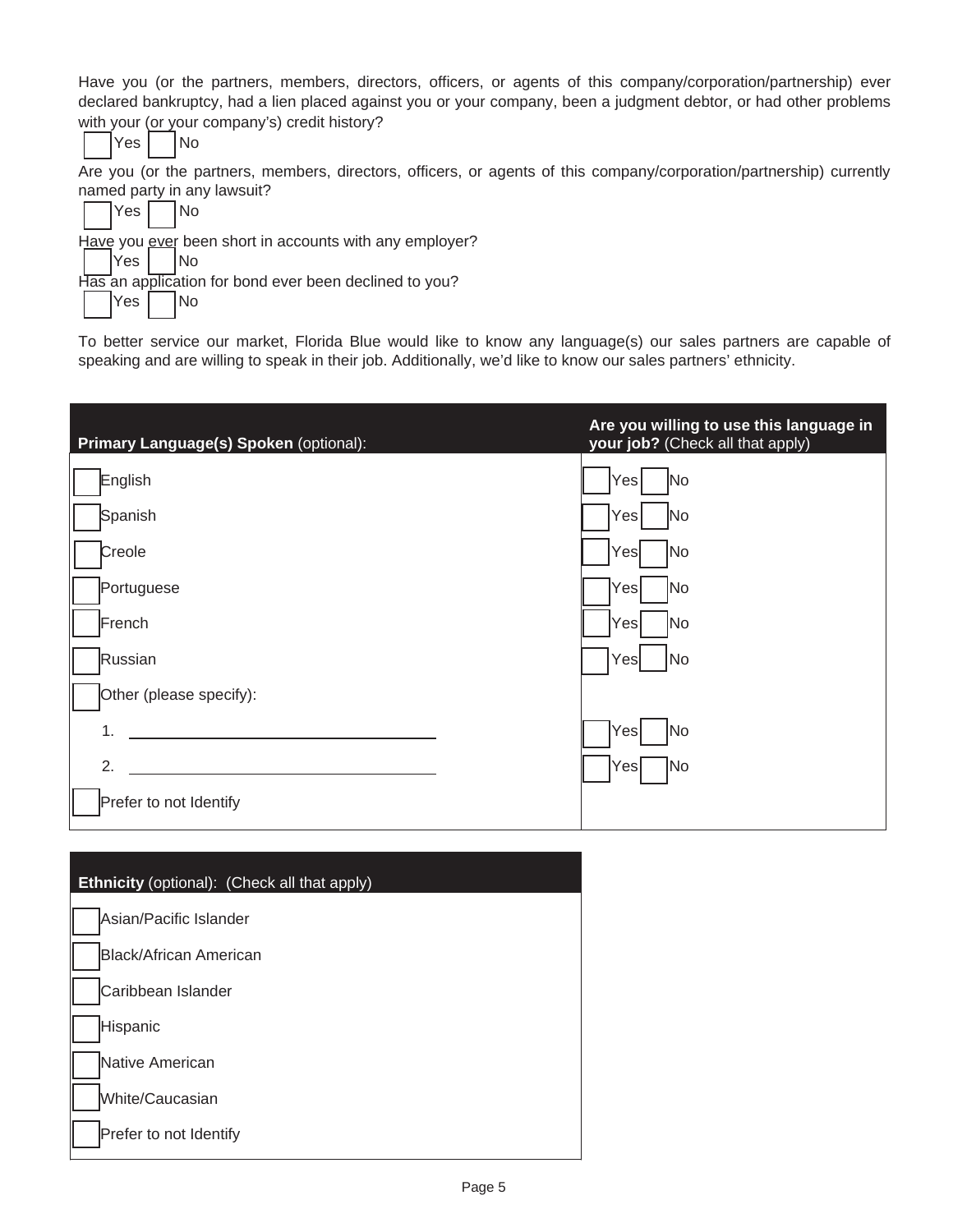Have you (or the partners, members, directors, officers, or agents of this company/corporation/partnership) ever declared bankruptcy, had a lien placed against you or your company, been a judgment debtor, or had other problems with your (or your company's) credit history?

☐ Yes ☐ No

Are you (or the partners, members, directors, officers, or agents of this company/corporation/partnership) currently named party in any lawsuit?

☐ Yes ☐ No

Have you ever been short in accounts with any employer?

☐ Yes ☐ No

Has an application for bond ever been declined to you?

☐ Yes ☐ No

To better service our market, Florida Blue would like to know any language(s) our sales partners are capable of speaking and are willing to speak in their job. Additionally, we'd like to know our sales partners' ethnicity.

| **Primary Language(s) Spoken** (optional): | **Are you willing to use this language in your job?** (Check all that apply) |
|---|---|
| ☐ English | ☐ Yes ☐ No |
| ☐ Spanish | ☐ Yes ☐ No |
| ☐ Creole | ☐ Yes ☐ No |
| ☐ Portuguese | ☐ Yes ☐ No |
| ☐ French | ☐ Yes ☐ No |
| ☐ Russian | ☐ Yes ☐ No |
| ☐ Other (please specify): | |
| 1. ______________________ | ☐ Yes ☐ No |
| 2. ______________________ | ☐ Yes ☐ No |
| ☐ Prefer to not Identify | |

| **Ethnicity** (optional): (Check all that apply) |
|---|
| ☐ Asian/Pacific Islander |
| ☐ Black/African American |
| ☐ Caribbean Islander |
| ☐ Hispanic |
| ☐ Native American |
| ☐ White/Caucasian |
| ☐ Prefer to not Identify |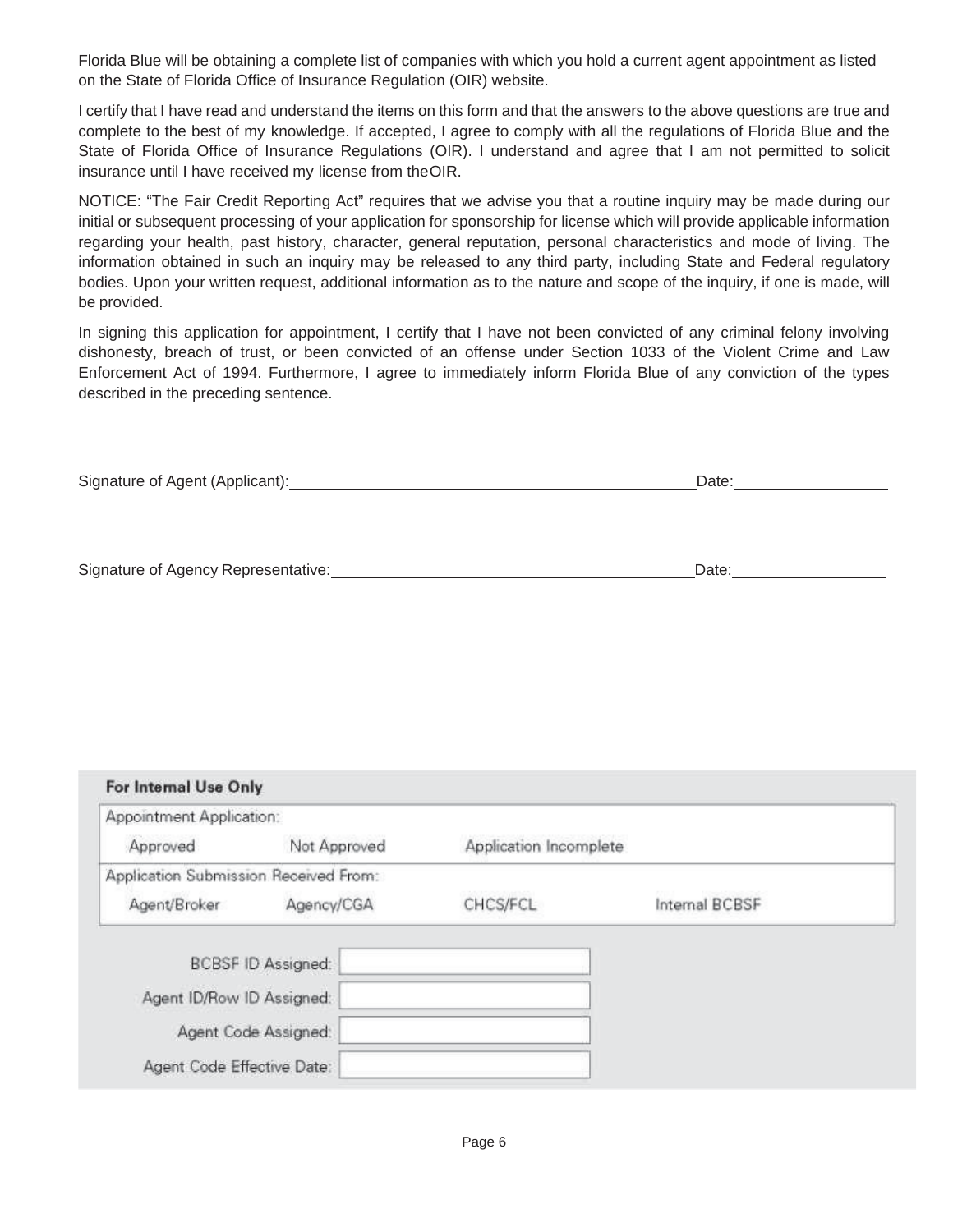Florida Blue will be obtaining a complete list of companies with which you hold a current agent appointment as listed on the State of Florida Office of Insurance Regulation (OIR) website.

I certify that I have read and understand the items on this form and that the answers to the above questions are true and complete to the best of my knowledge. If accepted, I agree to comply with all the regulations of Florida Blue and the State of Florida Office of Insurance Regulations (OIR). I understand and agree that I am not permitted to solicit insurance until I have received my license from theOIR.

NOTICE: "The Fair Credit Reporting Act" requires that we advise you that a routine inquiry may be made during our initial or subsequent processing of your application for sponsorship for license which will provide applicable information regarding your health, past history, character, general reputation, personal characteristics and mode of living. The information obtained in such an inquiry may be released to any third party, including State and Federal regulatory bodies. Upon your written request, additional information as to the nature and scope of the inquiry, if one is made, will be provided.

In signing this application for appointment, I certify that I have not been convicted of any criminal felony involving dishonesty, breach of trust, or been convicted of an offense under Section 1033 of the Violent Crime and Law Enforcement Act of 1994. Furthermore, I agree to immediately inform Florida Blue of any conviction of the types described in the preceding sentence.

Signature of Agent (Applicant):\_\_\_\_\_\_\_\_\_\_\_\_\_\_\_\_\_\_\_\_\_\_\_\_\_\_\_\_\_\_\_\_\_\_\_\_\_\_\_\_ Date:\_\_\_\_\_\_\_\_\_\_\_\_\_\_\_

Signature of Agency Representative:\_\_\_\_\_\_\_\_\_\_\_\_\_\_\_\_\_\_\_\_\_\_\_\_\_\_\_\_\_\_\_\_\_\_\_\_ Date:\_\_\_\_\_\_\_\_\_\_\_\_\_\_\_

**For Internal Use Only**

| Appointment Application: | | | |
|---|---|---|---|
| Approved | Not Approved | Application Incomplete | |
| **Application Submission Received From:** | | | |
| Agent/Broker | Agency/CGA | CHCS/FCL | Internal BCBSF |

| | |
|---|---|
| BCBSF ID Assigned: | |
| Agent ID/Row ID Assigned: | |
| Agent Code Assigned: | |
| Agent Code Effective Date: | |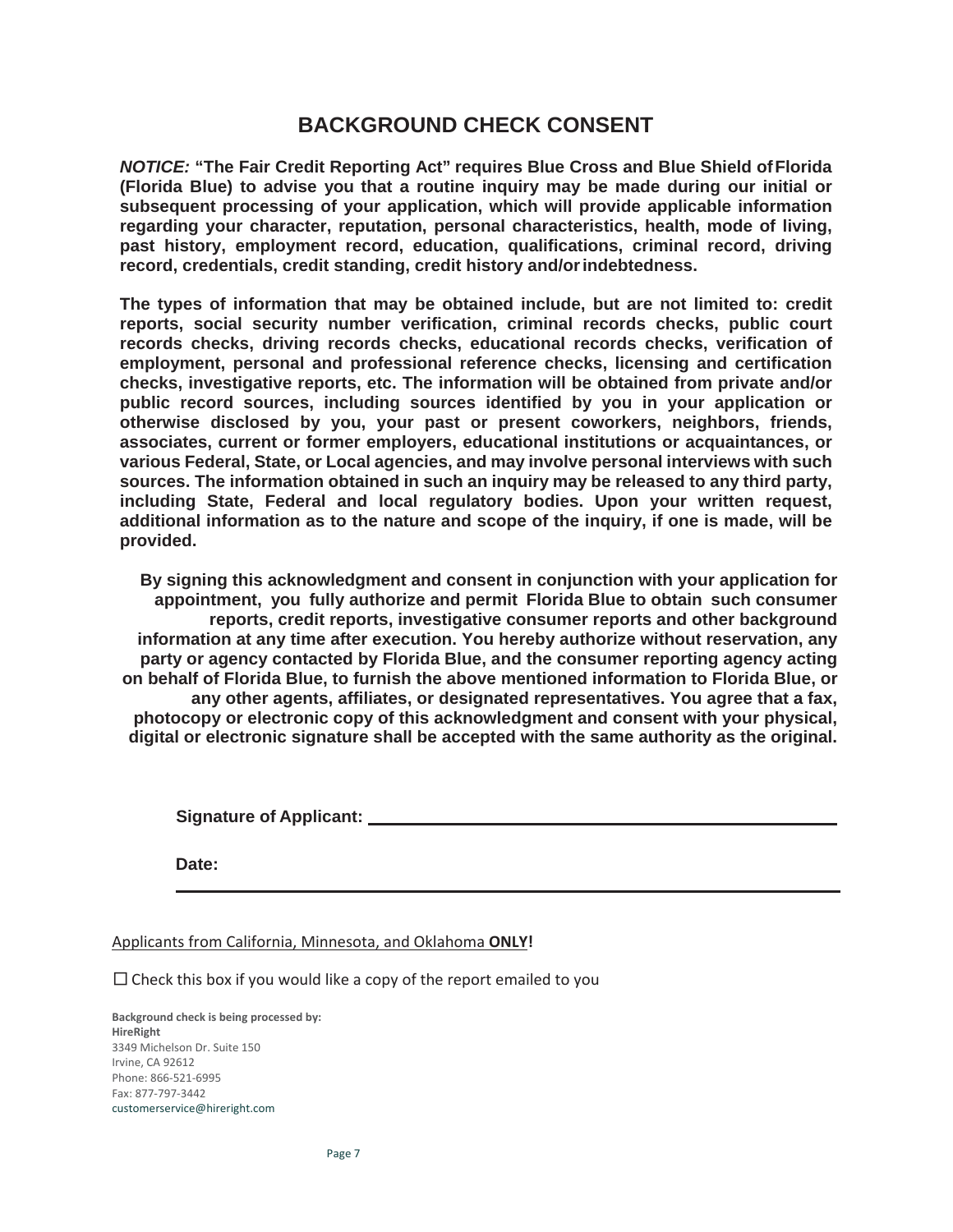# BACKGROUND CHECK CONSENT

***NOTICE:*** **"The Fair Credit Reporting Act" requires Blue Cross and Blue Shield of Florida (Florida Blue) to advise you that a routine inquiry may be made during our initial or subsequent processing of your application, which will provide applicable information regarding your character, reputation, personal characteristics, health, mode of living, past history, employment record, education, qualifications, criminal record, driving record, credentials, credit standing, credit history and/or indebtedness.**

**The types of information that may be obtained include, but are not limited to: credit reports, social security number verification, criminal records checks, public court records checks, driving records checks, educational records checks, verification of employment, personal and professional reference checks, licensing and certification checks, investigative reports, etc. The information will be obtained from private and/or public record sources, including sources identified by you in your application or otherwise disclosed by you, your past or present coworkers, neighbors, friends, associates, current or former employers, educational institutions or acquaintances, or various Federal, State, or Local agencies, and may involve personal interviews with such sources. The information obtained in such an inquiry may be released to any third party, including State, Federal and local regulatory bodies. Upon your written request, additional information as to the nature and scope of the inquiry, if one is made, will be provided.**

**By signing this acknowledgment and consent in conjunction with your application for appointment, you fully authorize and permit Florida Blue to obtain such consumer reports, credit reports, investigative consumer reports and other background information at any time after execution. You hereby authorize without reservation, any party or agency contacted by Florida Blue, and the consumer reporting agency acting on behalf of Florida Blue, to furnish the above mentioned information to Florida Blue, or any other agents, affiliates, or designated representatives. You agree that a fax, photocopy or electronic copy of this acknowledgment and consent with your physical, digital or electronic signature shall be accepted with the same authority as the original.**

**Signature of Applicant:** ______________________________________________

**Date:** ______________________________________________

Applicants from California, Minnesota, and Oklahoma **ONLY!**

☐ Check this box if you would like a copy of the report emailed to you

**Background check is being processed by:**
**HireRight**
3349 Michelson Dr. Suite 150
Irvine, CA 92612
Phone: 866-521-6995
Fax: 877-797-3442
customerservice@hireright.com